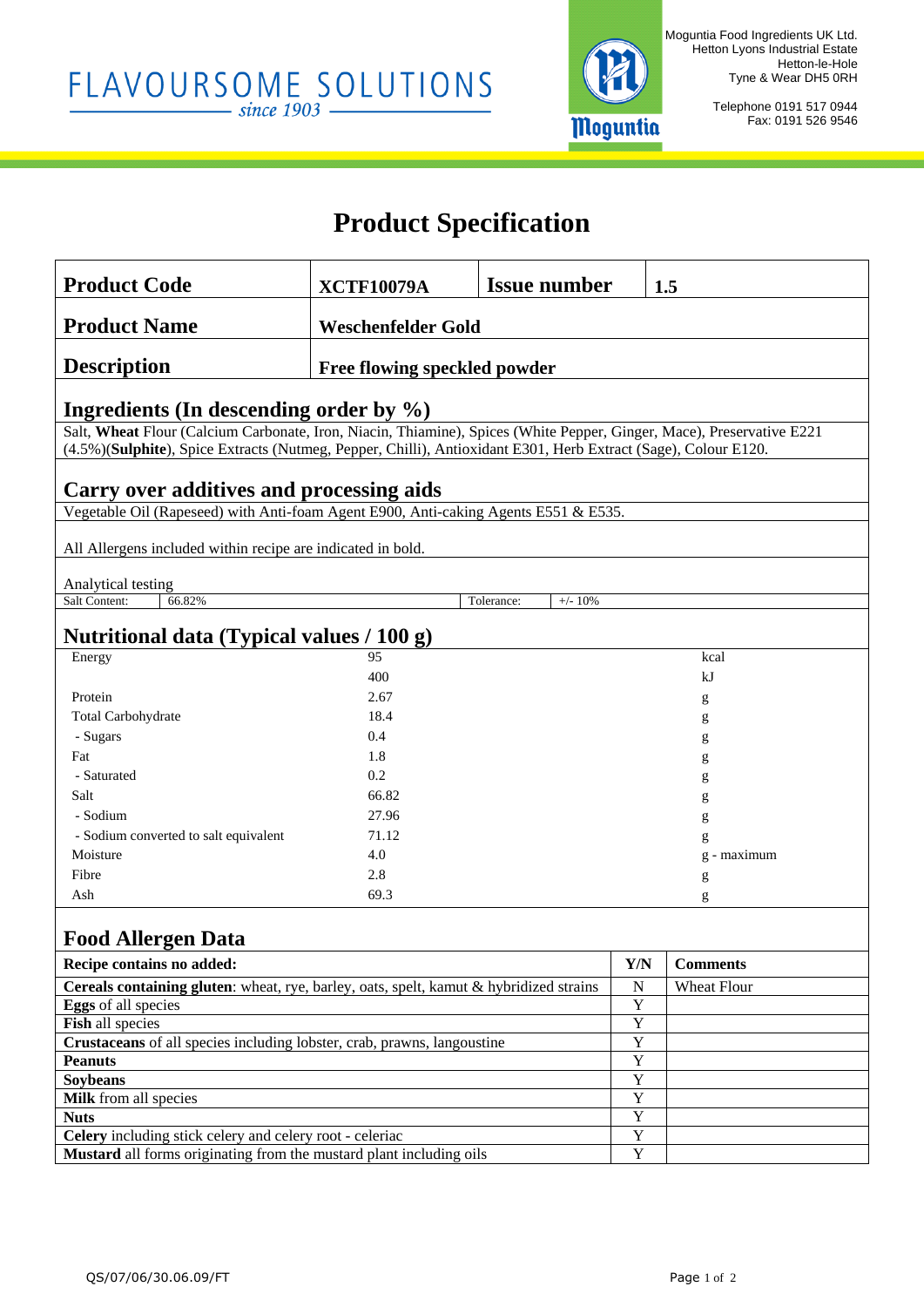FLAVOURSOME SOLUTIONS
since 1903

Moguntia

Moguntia Food Ingredients UK Ltd.
Hetton Lyons Industrial Estate
Hetton-le-Hole
Tyne & Wear DH5 0RH

Telephone 0191 517 0944
Fax: 0191 526 9546

# Product Specification

| **Product Code** | **XCTF10079A** | **Issue number** | **1.5** |
|---|---|---|---|
| **Product Name** | **Weschenfelder Gold** | | |
| **Description** | **Free flowing speckled powder** | | |

## Ingredients (In descending order by %)

Salt, **Wheat** Flour (Calcium Carbonate, Iron, Niacin, Thiamine), Spices (White Pepper, Ginger, Mace), Preservative E221 (4.5%)(**Sulphite**), Spice Extracts (Nutmeg, Pepper, Chilli), Antioxidant E301, Herb Extract (Sage), Colour E120.

## Carry over additives and processing aids

Vegetable Oil (Rapeseed) with Anti-foam Agent E900, Anti-caking Agents E551 & E535.

All Allergens included within recipe are indicated in bold.

Analytical testing

| Salt Content: | 66.82% | Tolerance: | +/- 10% |
|---|---|---|---|

## Nutritional data (Typical values / 100 g)

| | | |
|---|---|---|
| Energy | 95 | kcal |
| | 400 | kJ |
| Protein | 2.67 | g |
| Total Carbohydrate | 18.4 | g |
| - Sugars | 0.4 | g |
| Fat | 1.8 | g |
| - Saturated | 0.2 | g |
| Salt | 66.82 | g |
| - Sodium | 27.96 | g |
| - Sodium converted to salt equivalent | 71.12 | g |
| Moisture | 4.0 | g - maximum |
| Fibre | 2.8 | g |
| Ash | 69.3 | g |

## Food Allergen Data

| **Recipe contains no added:** | **Y/N** | **Comments** |
|---|---|---|
| **Cereals containing gluten**: wheat, rye, barley, oats, spelt, kamut & hybridized strains | N | Wheat Flour |
| **Eggs** of all species | Y | |
| **Fish** all species | Y | |
| **Crustaceans** of all species including lobster, crab, prawns, langoustine | Y | |
| **Peanuts** | Y | |
| **Soybeans** | Y | |
| **Milk** from all species | Y | |
| **Nuts** | Y | |
| **Celery** including stick celery and celery root - celeriac | Y | |
| **Mustard** all forms originating from the mustard plant including oils | Y | |

QS/07/06/30.06.09/FT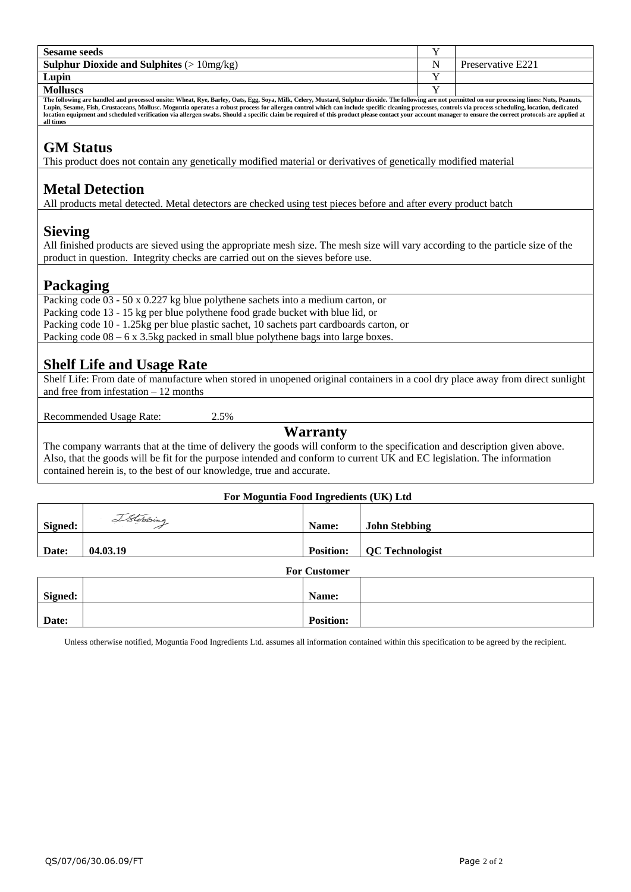| | | |
|---|---|---|
| **Sesame seeds** | Y | |
| **Sulphur Dioxide and Sulphites** (> 10mg/kg) | N | Preservative E221 |
| **Lupin** | Y | |
| **Molluscs** | Y | |

**The following are handled and processed onsite: Wheat, Rye, Barley, Oats, Egg, Soya, Milk, Celery, Mustard, Sulphur dioxide. The following are not permitted on our processing lines: Nuts, Peanuts, Lupin, Sesame, Fish, Crustaceans, Mollusc. Moguntia operates a robust process for allergen control which can include specific cleaning processes, controls via process scheduling, location, dedicated location equipment and scheduled verification via allergen swabs. Should a specific claim be required of this product please contact your account manager to ensure the correct protocols are applied at all times**

## GM Status

This product does not contain any genetically modified material or derivatives of genetically modified material

## Metal Detection

All products metal detected. Metal detectors are checked using test pieces before and after every product batch

## Sieving

All finished products are sieved using the appropriate mesh size. The mesh size will vary according to the particle size of the product in question. Integrity checks are carried out on the sieves before use.

## Packaging

Packing code 03 - 50 x 0.227 kg blue polythene sachets into a medium carton, or
Packing code 13 - 15 kg per blue polythene food grade bucket with blue lid, or
Packing code 10 - 1.25kg per blue plastic sachet, 10 sachets part cardboards carton, or
Packing code 08 – 6 x 3.5kg packed in small blue polythene bags into large boxes.

## Shelf Life and Usage Rate

Shelf Life: From date of manufacture when stored in unopened original containers in a cool dry place away from direct sunlight and free from infestation – 12 months

Recommended Usage Rate: 2.5%

## Warranty

The company warrants that at the time of delivery the goods will conform to the specification and description given above. Also, that the goods will be fit for the purpose intended and conform to current UK and EC legislation. The information contained herein is, to the best of our knowledge, true and accurate.

**For Moguntia Food Ingredients (UK) Ltd**

| | | | |
|---|---|---|---|
| **Signed:** | J Stebbing | **Name:** | **John Stebbing** |
| **Date:** | **04.03.19** | **Position:** | **QC Technologist** |

**For Customer**

| | | | |
|---|---|---|---|
| **Signed:** | | **Name:** | |
| **Date:** | | **Position:** | |

Unless otherwise notified, Moguntia Food Ingredients Ltd. assumes all information contained within this specification to be agreed by the recipient.

QS/07/06/30.06.09/FT